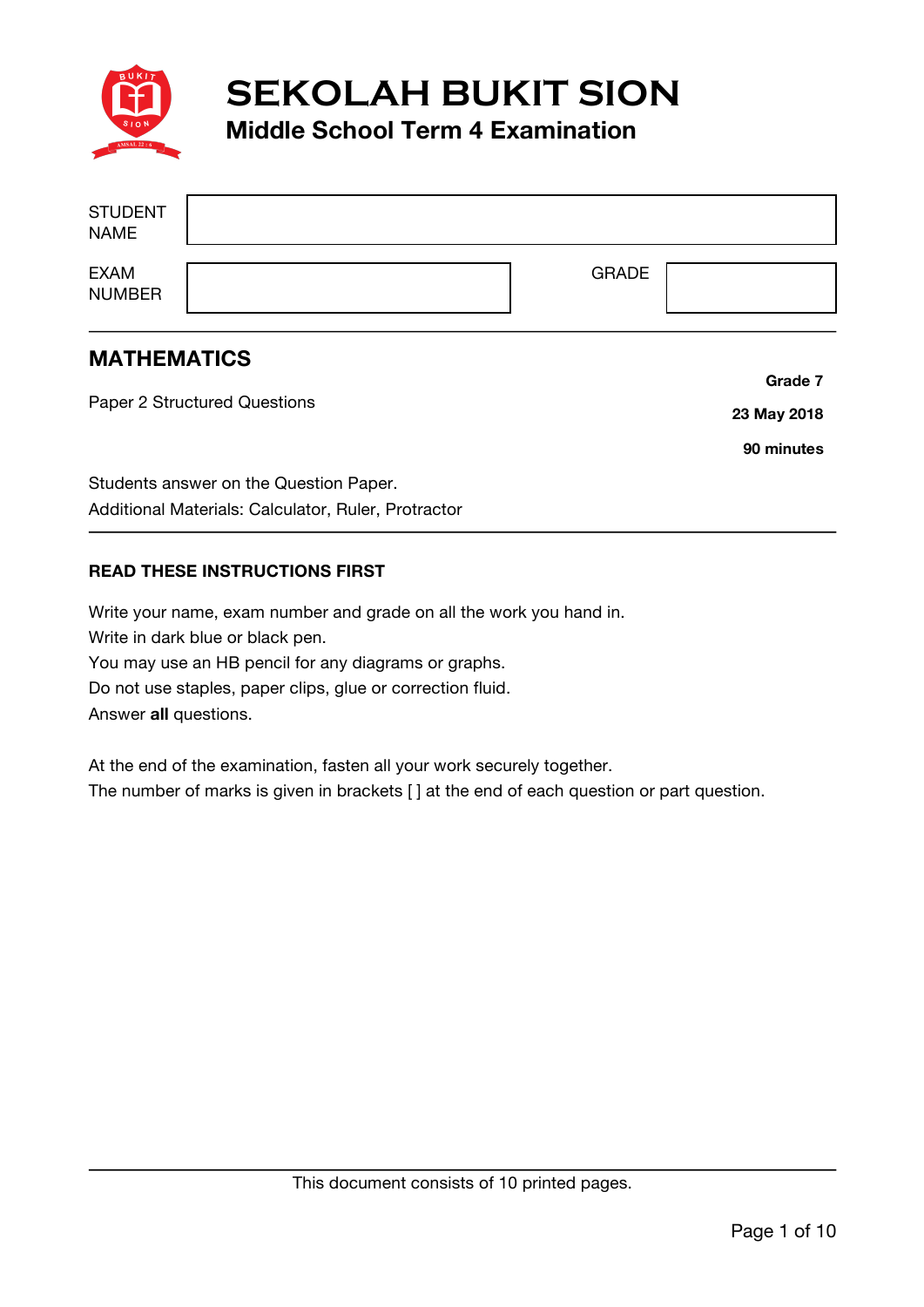# SEKOLAH BUKIT SION

## Middle School Term 4 Examination

| STUDENT NAME | | | |
|---|---|---|---|
| EXAM NUMBER | | GRADE | |

## MATHEMATICS

Paper 2 Structured Questions

**Grade 7**

**23 May 2018**

**90 minutes**

Students answer on the Question Paper.
Additional Materials: Calculator, Ruler, Protractor

**READ THESE INSTRUCTIONS FIRST**

Write your name, exam number and grade on all the work you hand in.
Write in dark blue or black pen.
You may use an HB pencil for any diagrams or graphs.
Do not use staples, paper clips, glue or correction fluid.
Answer **all** questions.

At the end of the examination, fasten all your work securely together.
The number of marks is given in brackets [ ] at the end of each question or part question.

This document consists of 10 printed pages.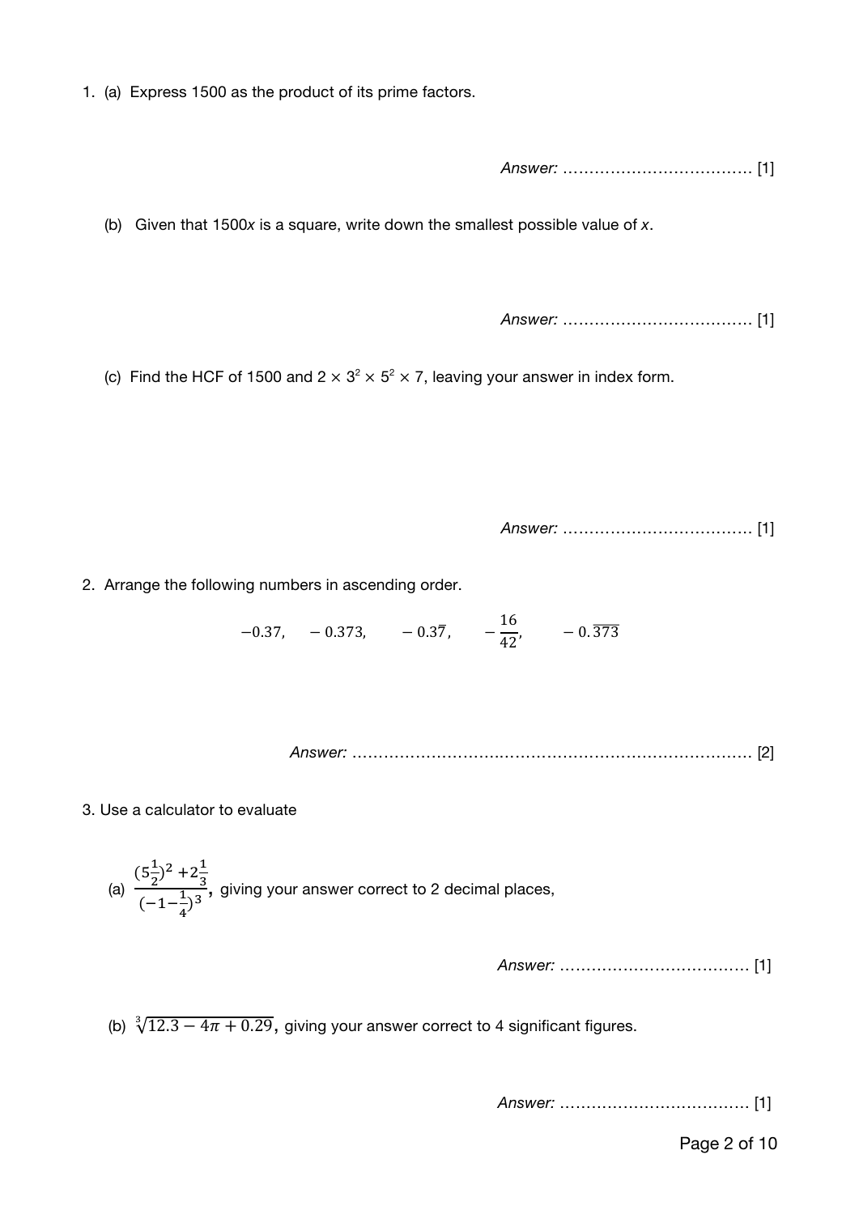1. (a) Express 1500 as the product of its prime factors.

*Answer:* ……………………………… [1]

(b) Given that $1500x$ is a square, write down the smallest possible value of $x$.

*Answer:* ……………………………… [1]

(c) Find the HCF of 1500 and $2 \times 3^2 \times 5^2 \times 7$, leaving your answer in index form.

*Answer:* ……………………………… [1]

2. Arrange the following numbers in ascending order.

$$-0.37, \quad -0.373, \quad -0.3\overline{7}, \quad -\frac{16}{42}, \quad -0.\overline{373}$$

*Answer:* ………………………………………………………………… [2]

3. Use a calculator to evaluate

(a) $\dfrac{(5\frac{1}{2})^2 + 2\frac{1}{3}}{(-1-\frac{1}{4})^3}$, giving your answer correct to 2 decimal places,

*Answer:* ……………………………… [1]

(b) $\sqrt[3]{12.3 - 4\pi + 0.29}$, giving your answer correct to 4 significant figures.

*Answer:* ……………………………… [1]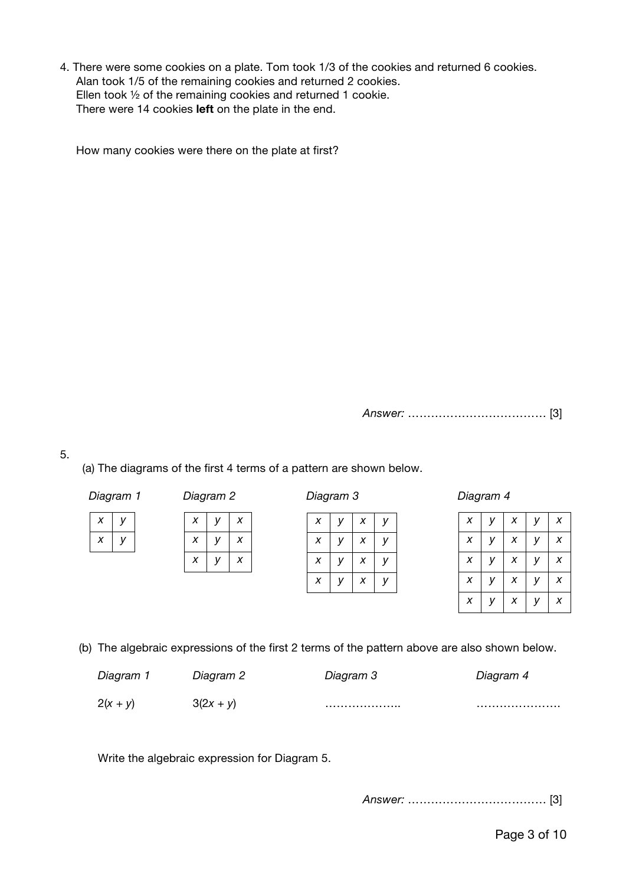4. There were some cookies on a plate. Tom took 1/3 of the cookies and returned 6 cookies.
   Alan took 1/5 of the remaining cookies and returned 2 cookies.
   Ellen took ½ of the remaining cookies and returned 1 cookie.
   There were 14 cookies **left** on the plate in the end.

   How many cookies were there on the plate at first?

*Answer:* ……………………………… [3]

5.

(a) The diagrams of the first 4 terms of a pattern are shown below.

*Diagram 1*

| $x$ | $y$ |
|---|---|
| $x$ | $y$ |

*Diagram 2*

| $x$ | $y$ | $x$ |
|---|---|---|
| $x$ | $y$ | $x$ |
| $x$ | $y$ | $x$ |

*Diagram 3*

| $x$ | $y$ | $x$ | $y$ |
|---|---|---|---|
| $x$ | $y$ | $x$ | $y$ |
| $x$ | $y$ | $x$ | $y$ |
| $x$ | $y$ | $x$ | $y$ |

*Diagram 4*

| $x$ | $y$ | $x$ | $y$ | $x$ |
|---|---|---|---|---|
| $x$ | $y$ | $x$ | $y$ | $x$ |
| $x$ | $y$ | $x$ | $y$ | $x$ |
| $x$ | $y$ | $x$ | $y$ | $x$ |
| $x$ | $y$ | $x$ | $y$ | $x$ |

(b) The algebraic expressions of the first 2 terms of the pattern above are also shown below.

| *Diagram 1* | *Diagram 2* | *Diagram 3* | *Diagram 4* |
|---|---|---|---|
| $2(x + y)$ | $3(2x + y)$ | ……………….. | …………………. |

Write the algebraic expression for Diagram 5.

*Answer:* ……………………………… [3]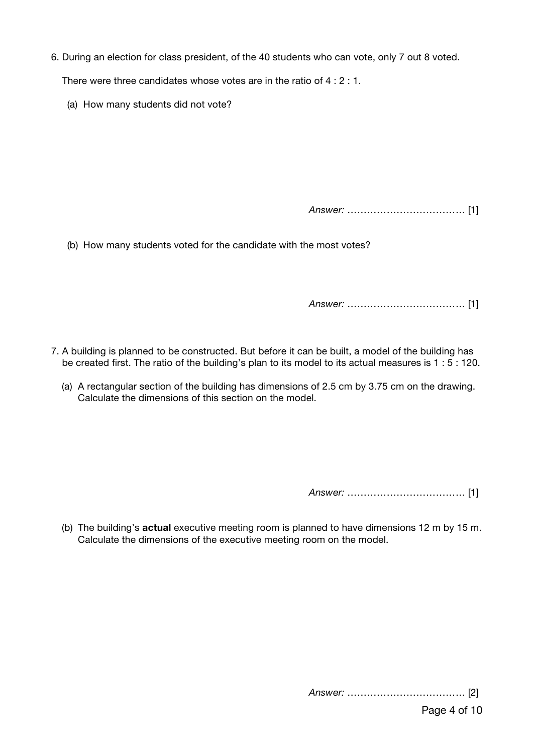6. During an election for class president, of the 40 students who can vote, only 7 out 8 voted.

   There were three candidates whose votes are in the ratio of 4 : 2 : 1.

   (a) How many students did not vote?

   *Answer:* ……………………………… [1]

   (b) How many students voted for the candidate with the most votes?

   *Answer:* ……………………………… [1]

7. A building is planned to be constructed. But before it can be built, a model of the building has be created first. The ratio of the building's plan to its model to its actual measures is 1 : 5 : 120.

   (a) A rectangular section of the building has dimensions of 2.5 cm by 3.75 cm on the drawing. Calculate the dimensions of this section on the model.

   *Answer:* ……………………………… [1]

   (b) The building's **actual** executive meeting room is planned to have dimensions 12 m by 15 m. Calculate the dimensions of the executive meeting room on the model.

   *Answer:* ……………………………… [2]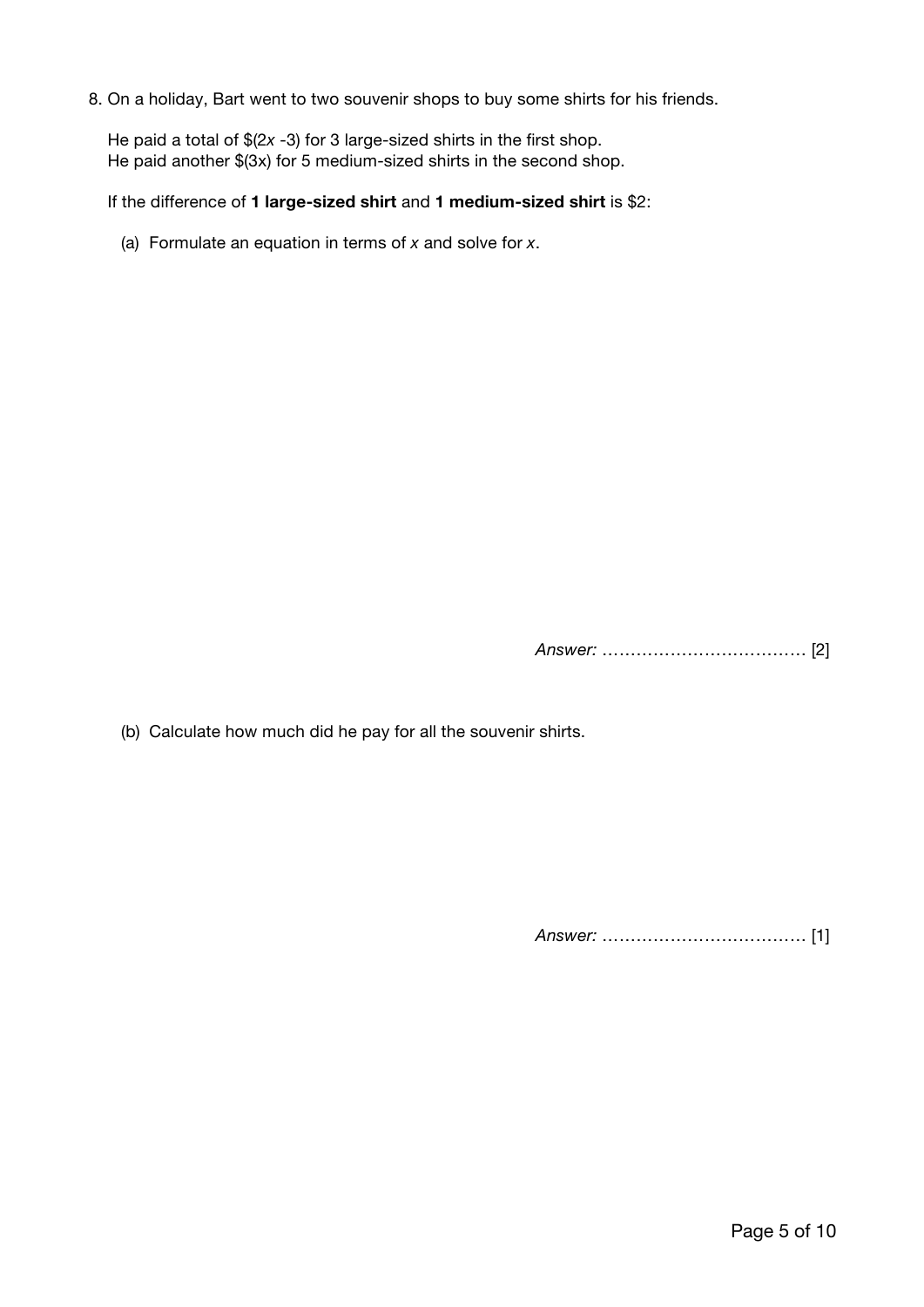8. On a holiday, Bart went to two souvenir shops to buy some shirts for his friends.

   He paid a total of $\$(2x - 3)$ for 3 large-sized shirts in the first shop.
   He paid another $\$(3x)$ for 5 medium-sized shirts in the second shop.

   If the difference of **1 large-sized shirt** and **1 medium-sized shirt** is \$2:

   (a) Formulate an equation in terms of $x$ and solve for $x$.

   *Answer:* ……………………………… [2]

   (b) Calculate how much did he pay for all the souvenir shirts.

   *Answer:* ……………………………… [1]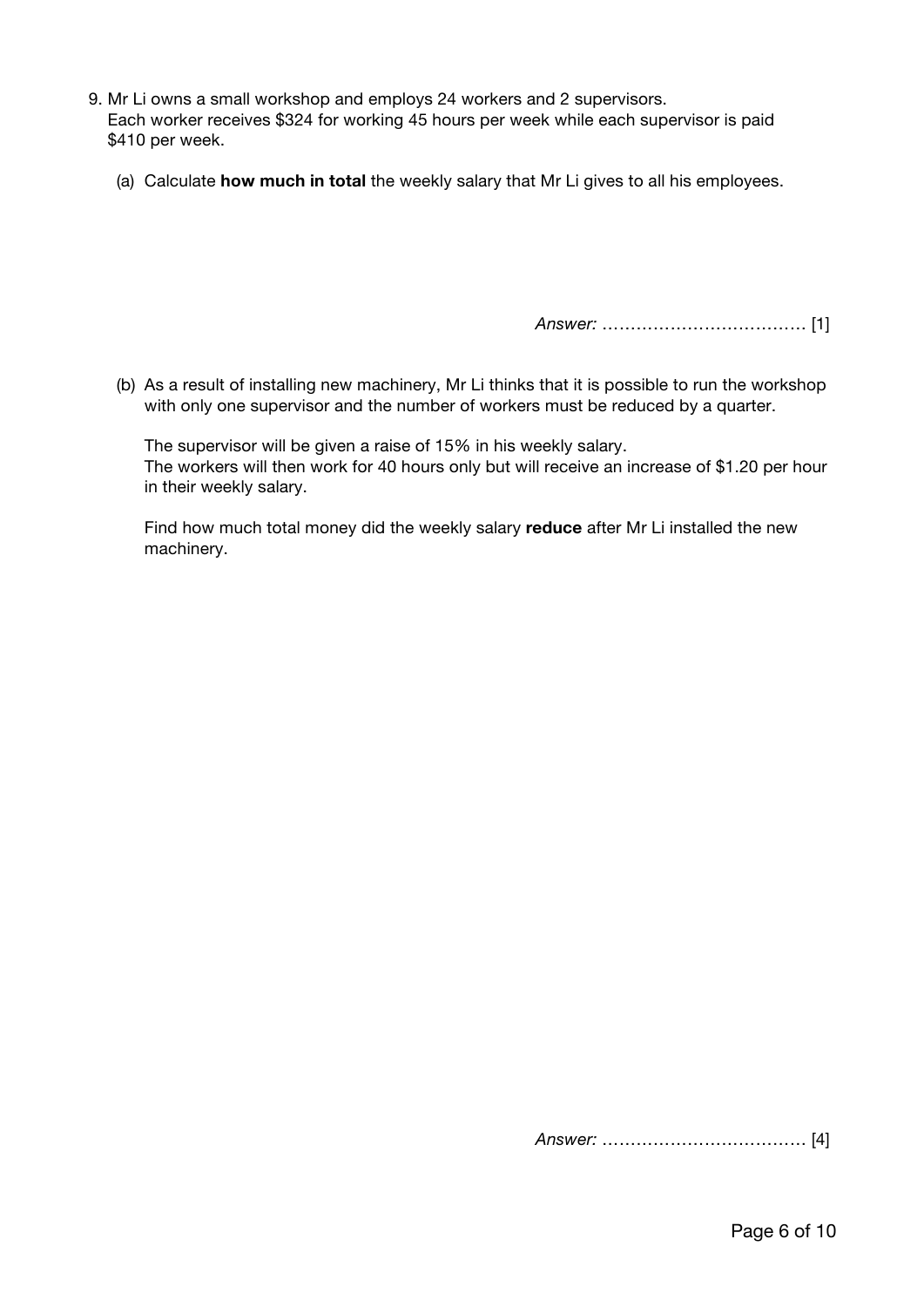9. Mr Li owns a small workshop and employs 24 workers and 2 supervisors.
Each worker receives $324 for working 45 hours per week while each supervisor is paid $410 per week.

   (a) Calculate **how much in total** the weekly salary that Mr Li gives to all his employees.

   *Answer:* ……………………………… [1]

   (b) As a result of installing new machinery, Mr Li thinks that it is possible to run the workshop with only one supervisor and the number of workers must be reduced by a quarter.

   The supervisor will be given a raise of 15% in his weekly salary.
   The workers will then work for 40 hours only but will receive an increase of $1.20 per hour in their weekly salary.

   Find how much total money did the weekly salary **reduce** after Mr Li installed the new machinery.

   *Answer:* ……………………………… [4]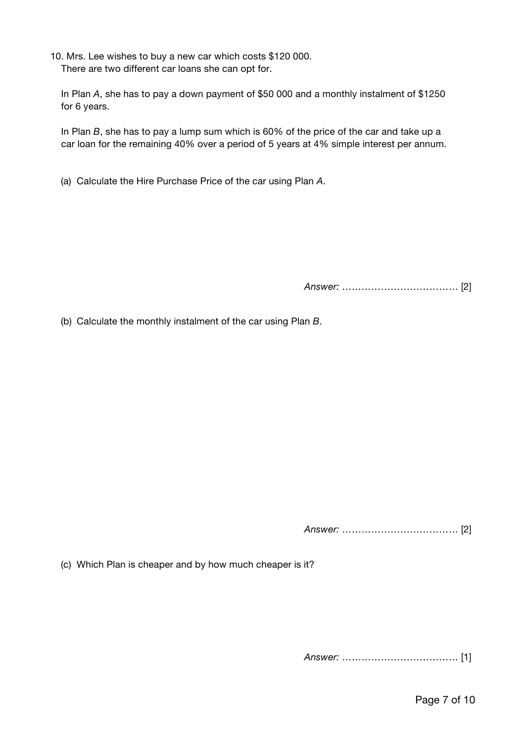10. Mrs. Lee wishes to buy a new car which costs $120 000.
There are two different car loans she can opt for.

In Plan *A*, she has to pay a down payment of $50 000 and a monthly instalment of $1250 for 6 years.

In Plan *B*, she has to pay a lump sum which is 60% of the price of the car and take up a car loan for the remaining 40% over a period of 5 years at 4% simple interest per annum.

(a) Calculate the Hire Purchase Price of the car using Plan *A*.

*Answer:* ……………………………… [2]

(b) Calculate the monthly instalment of the car using Plan *B*.

*Answer:* ……………………………… [2]

(c) Which Plan is cheaper and by how much cheaper is it?

*Answer:* ……………………………… [1]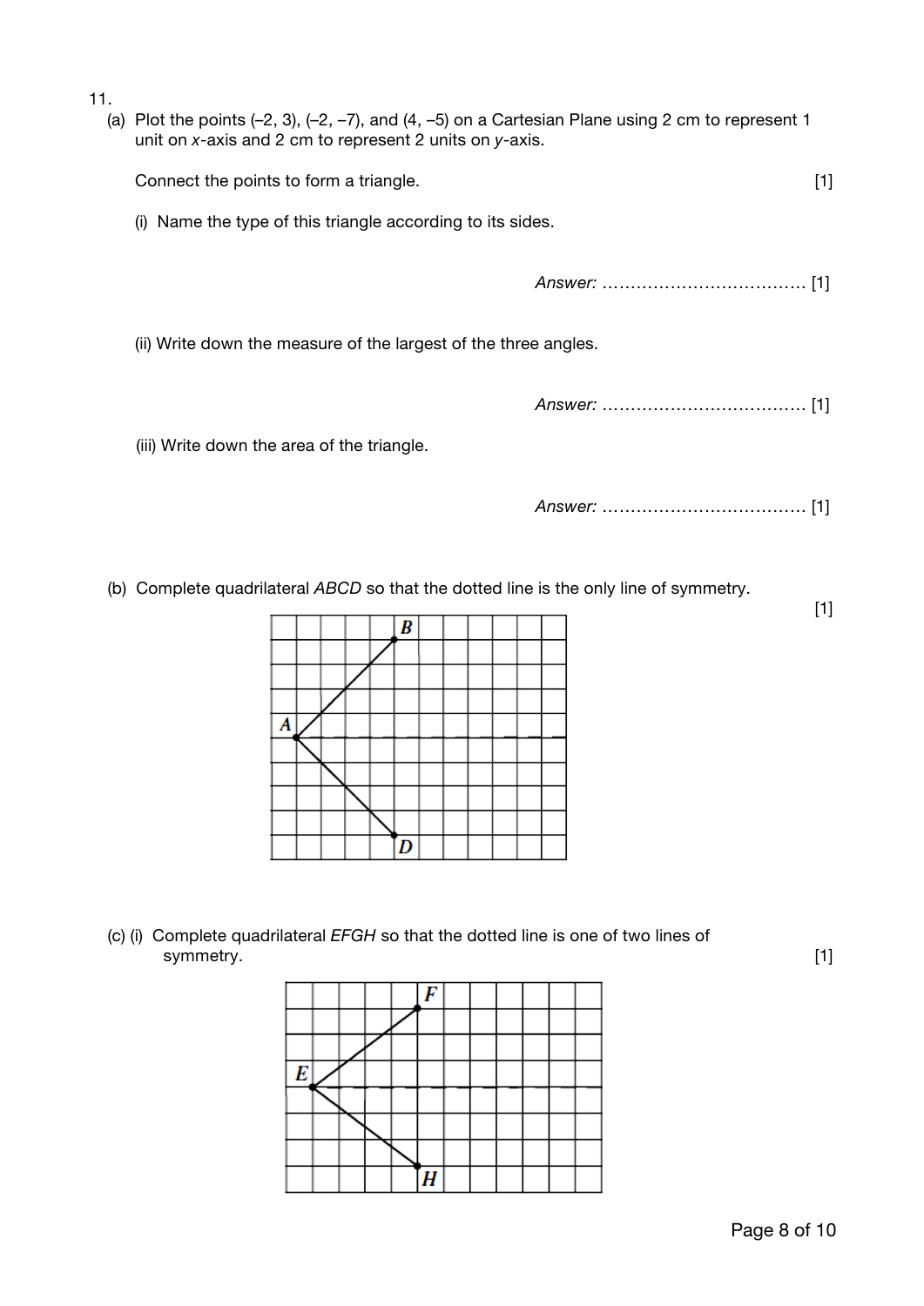11.

(a) Plot the points (–2, 3), (–2, –7), and (4, –5) on a Cartesian Plane using 2 cm to represent 1 unit on *x*-axis and 2 cm to represent 2 units on *y*-axis.

Connect the points to form a triangle. [1]

(i) Name the type of this triangle according to its sides.

*Answer:* ……………………………… [1]

(ii) Write down the measure of the largest of the three angles.

*Answer:* ……………………………… [1]

(iii) Write down the area of the triangle.

*Answer:* ……………………………… [1]

(b) Complete quadrilateral *ABCD* so that the dotted line is the only line of symmetry. [1]

(c) (i) Complete quadrilateral *EFGH* so that the dotted line is one of two lines of symmetry. [1]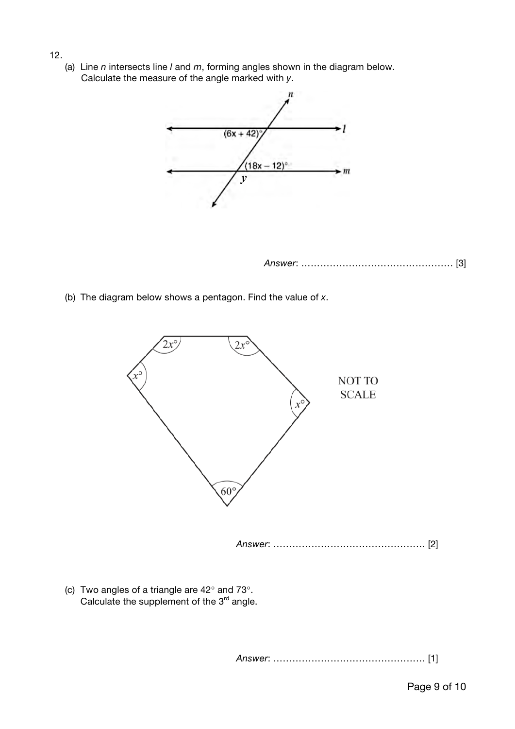12.

(a) Line $n$ intersects line $l$ and $m$, forming angles shown in the diagram below.
Calculate the measure of the angle marked with $y$.

$(6x + 42)°$

$(18x - 12)°$

$y$

*Answer*: ………………………………………… [3]

(b) The diagram below shows a pentagon. Find the value of $x$.

$2x°$ $2x°$ $x°$ $x°$ $60°$

NOT TO SCALE

*Answer*: ………………………………………… [2]

(c) Two angles of a triangle are $42°$ and $73°$.
Calculate the supplement of the 3rd angle.

*Answer*: ………………………………………… [1]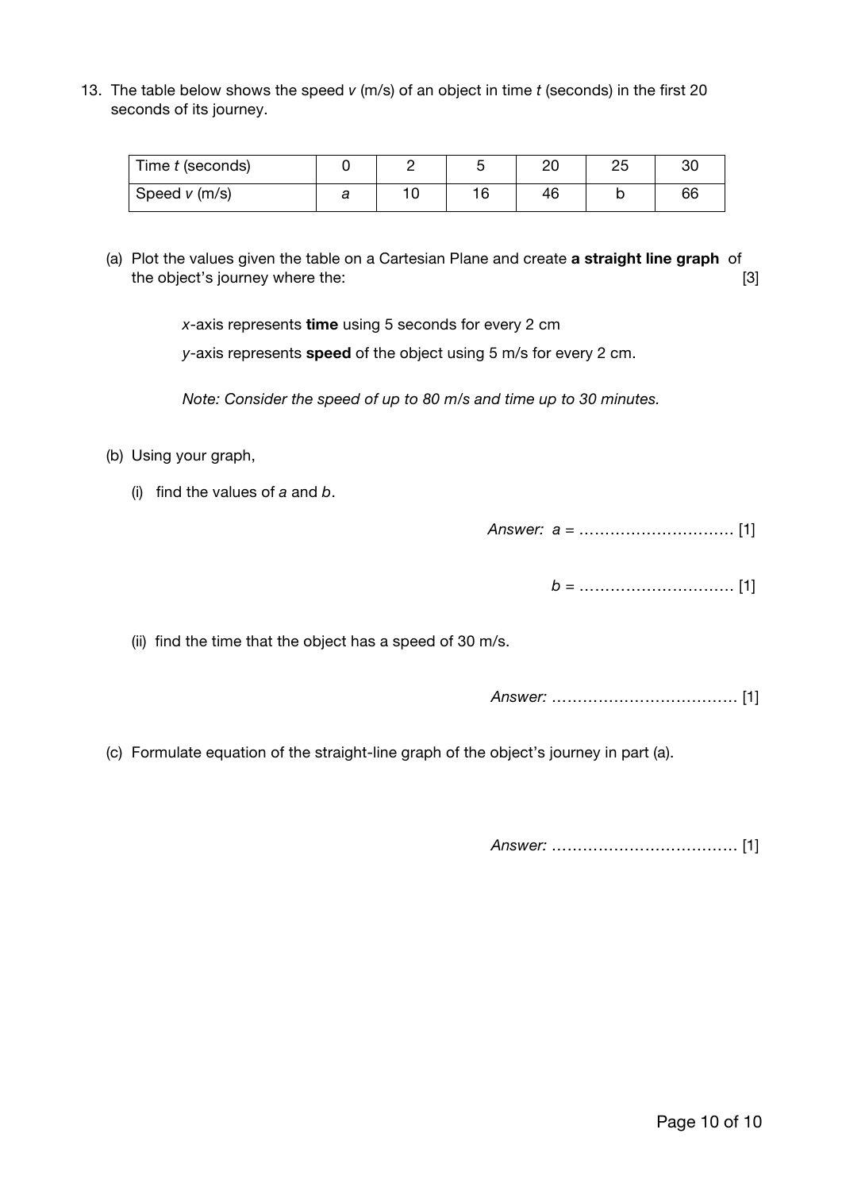13. The table below shows the speed $v$ (m/s) of an object in time $t$ (seconds) in the first 20 seconds of its journey.

| Time $t$ (seconds) | 0 | 2 | 5 | 20 | 25 | 30 |
|---|---|---|---|---|---|---|
| Speed $v$ (m/s) | $a$ | 10 | 16 | 46 | b | 66 |

(a) Plot the values given the table on a Cartesian Plane and create **a straight line graph** of the object's journey where the: [3]

> $x$-axis represents **time** using 5 seconds for every 2 cm
>
> $y$-axis represents **speed** of the object using 5 m/s for every 2 cm.
>
> *Note: Consider the speed of up to 80 m/s and time up to 30 minutes.*

(b) Using your graph,

(i) find the values of $a$ and $b$.

*Answer:* $a$ = ………………………… [1]

$b$ = ………………………… [1]

(ii) find the time that the object has a speed of 30 m/s.

*Answer:* ……………………………… [1]

(c) Formulate equation of the straight-line graph of the object's journey in part (a).

*Answer:* ……………………………… [1]